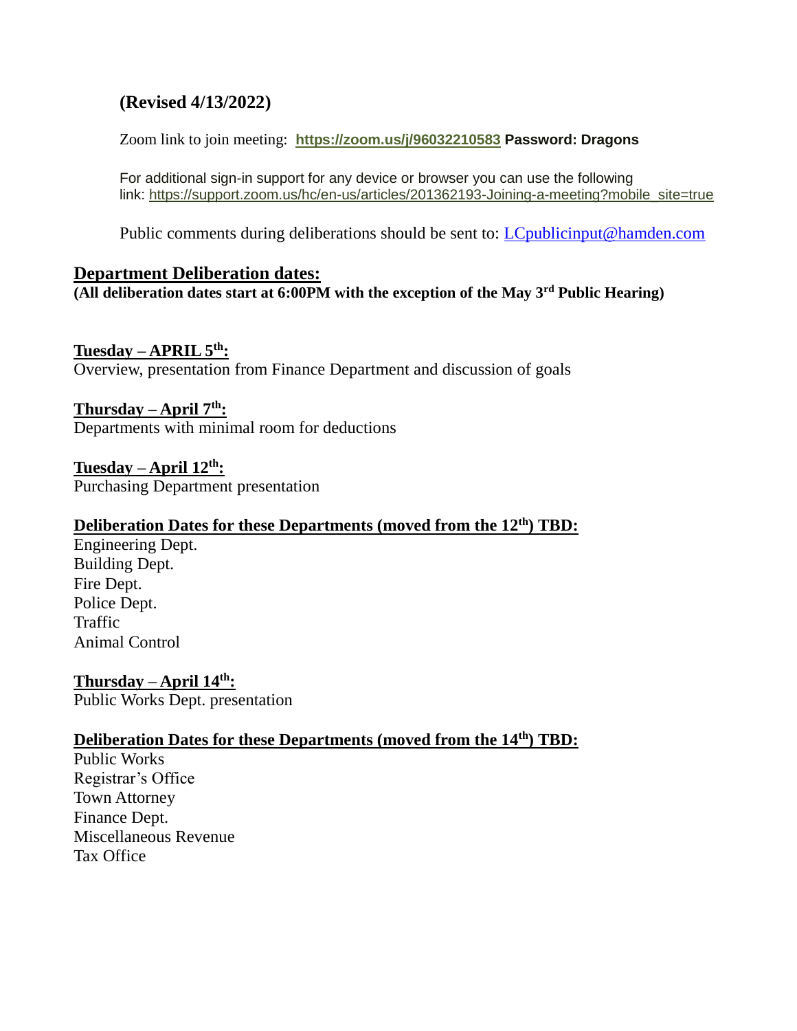**(Revised 4/13/2022)**

Zoom link to join meeting: **https://zoom.us/j/96032210583** **Password: Dragons**

For additional sign-in support for any device or browser you can use the following link: https://support.zoom.us/hc/en-us/articles/201362193-Joining-a-meeting?mobile_site=true

Public comments during deliberations should be sent to: LCpublicinput@hamden.com

## Department Deliberation dates:

**(All deliberation dates start at 6:00PM with the exception of the May 3rd Public Hearing)**

**Tuesday – APRIL 5th:**
Overview, presentation from Finance Department and discussion of goals

**Thursday – April 7th:**
Departments with minimal room for deductions

**Tuesday – April 12th:**
Purchasing Department presentation

**Deliberation Dates for these Departments (moved from the 12th) TBD:**
Engineering Dept.
Building Dept.
Fire Dept.
Police Dept.
Traffic
Animal Control

**Thursday – April 14th:**
Public Works Dept. presentation

**Deliberation Dates for these Departments (moved from the 14th) TBD:**
Public Works
Registrar's Office
Town Attorney
Finance Dept.
Miscellaneous Revenue
Tax Office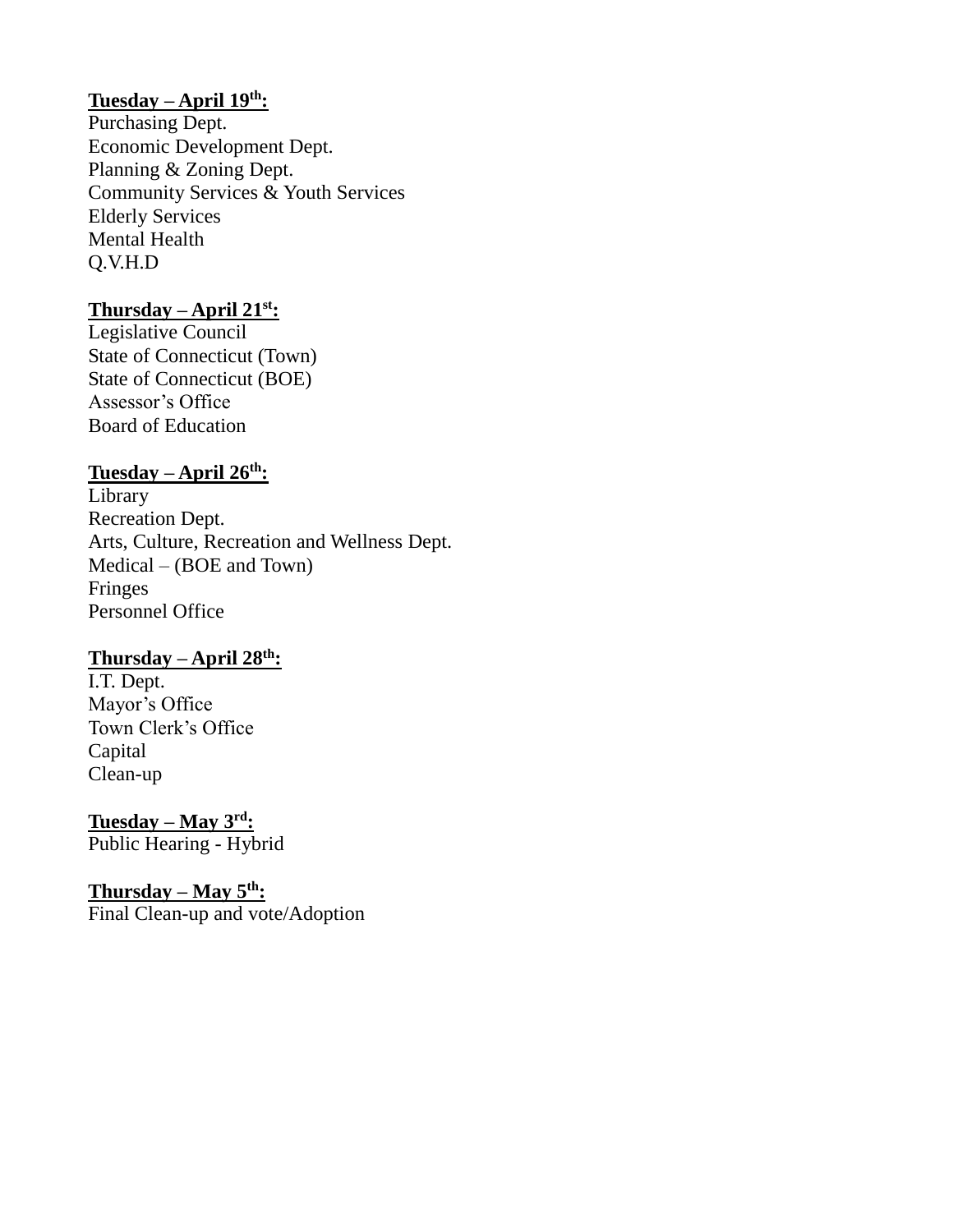**Tuesday – April 19th:**

Purchasing Dept.
Economic Development Dept.
Planning & Zoning Dept.
Community Services & Youth Services
Elderly Services
Mental Health
Q.V.H.D

**Thursday – April 21st:**

Legislative Council
State of Connecticut (Town)
State of Connecticut (BOE)
Assessor's Office
Board of Education

**Tuesday – April 26th:**

Library
Recreation Dept.
Arts, Culture, Recreation and Wellness Dept.
Medical – (BOE and Town)
Fringes
Personnel Office

**Thursday – April 28th:**

I.T. Dept.
Mayor's Office
Town Clerk's Office
Capital
Clean-up

**Tuesday – May 3rd:**

Public Hearing - Hybrid

**Thursday – May 5th:**

Final Clean-up and vote/Adoption